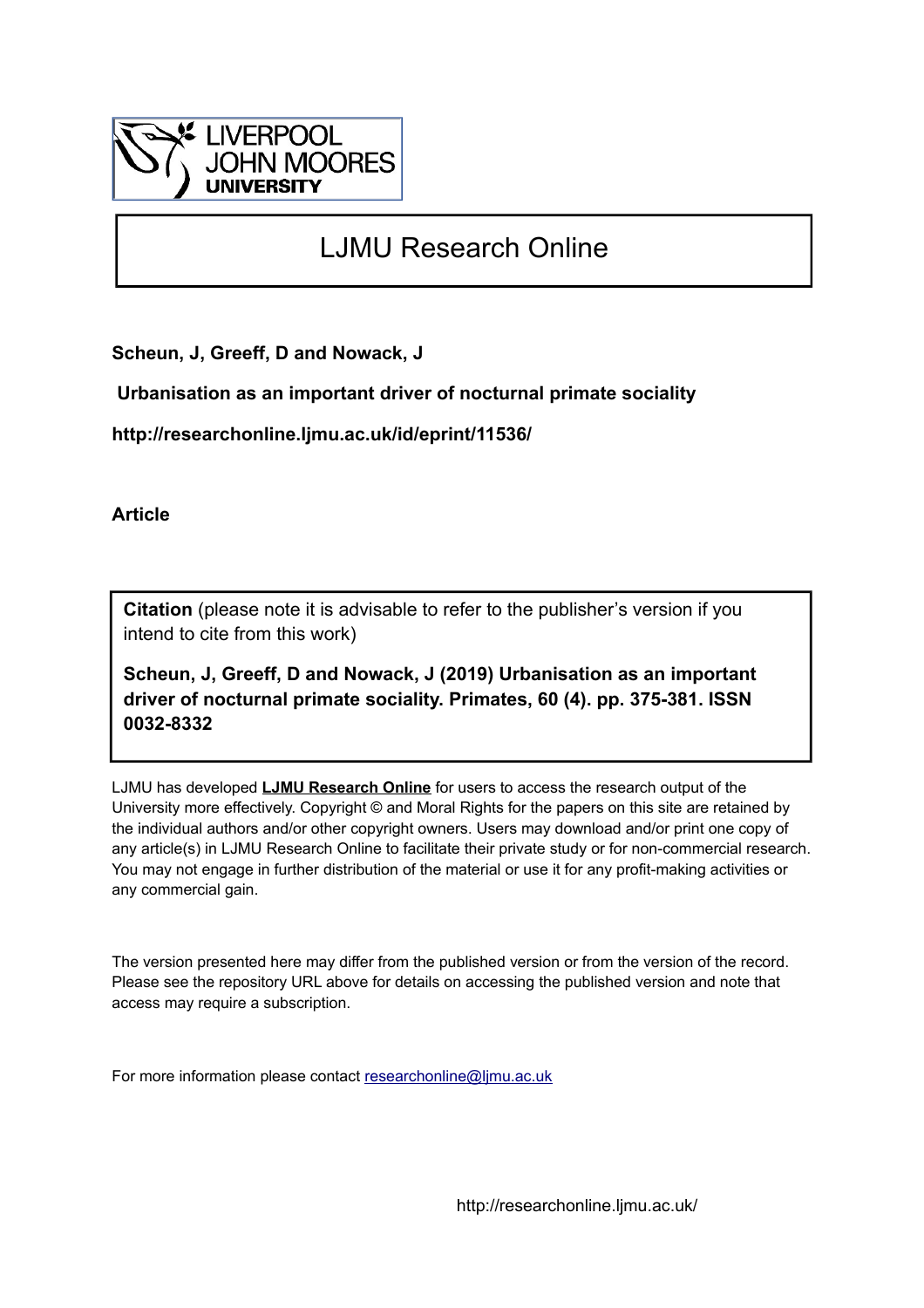LIVERPOOL JOHN MOORES UNIVERSITY

# LJMU Research Online

**Scheun, J, Greeff, D and Nowack, J**

**Urbanisation as an important driver of nocturnal primate sociality**

**http://researchonline.ljmu.ac.uk/id/eprint/11536/**

**Article**

**Citation** (please note it is advisable to refer to the publisher's version if you intend to cite from this work)

**Scheun, J, Greeff, D and Nowack, J (2019) Urbanisation as an important driver of nocturnal primate sociality. Primates, 60 (4). pp. 375-381. ISSN 0032-8332**

LJMU has developed **LJMU Research Online** for users to access the research output of the University more effectively. Copyright © and Moral Rights for the papers on this site are retained by the individual authors and/or other copyright owners. Users may download and/or print one copy of any article(s) in LJMU Research Online to facilitate their private study or for non-commercial research. You may not engage in further distribution of the material or use it for any profit-making activities or any commercial gain.

The version presented here may differ from the published version or from the version of the record. Please see the repository URL above for details on accessing the published version and note that access may require a subscription.

For more information please contact researchonline@ljmu.ac.uk

http://researchonline.ljmu.ac.uk/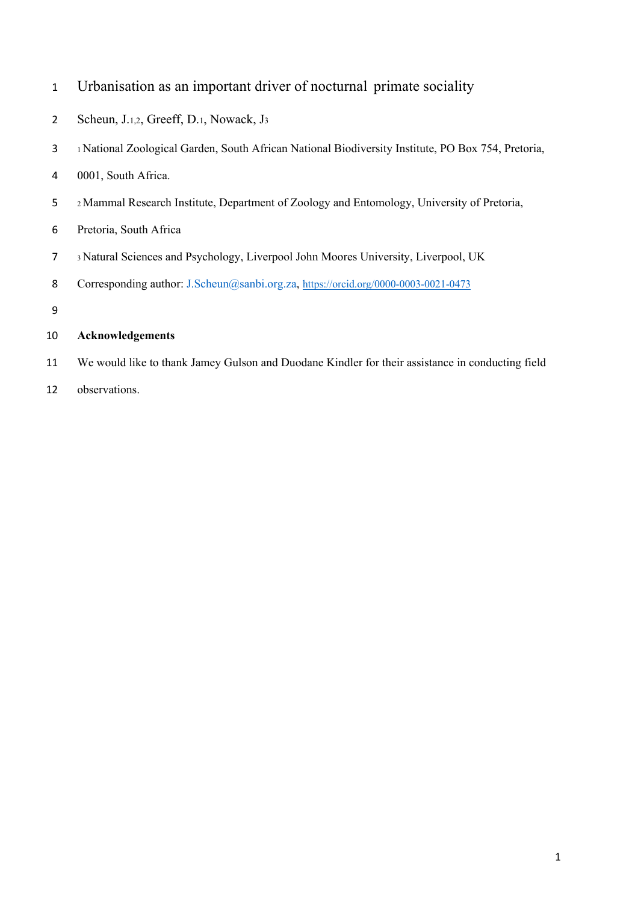# Urbanisation as an important driver of nocturnal primate sociality

Scheun, J.[1,2], Greeff, D.[1], Nowack, J[3]

[1] National Zoological Garden, South African National Biodiversity Institute, PO Box 754, Pretoria, 0001, South Africa.

[2] Mammal Research Institute, Department of Zoology and Entomology, University of Pretoria, Pretoria, South Africa

[3] Natural Sciences and Psychology, Liverpool John Moores University, Liverpool, UK

Corresponding author: J.Scheun@sanbi.org.za, https://orcid.org/0000-0003-0021-0473

**Acknowledgements**

We would like to thank Jamey Gulson and Duodane Kindler for their assistance in conducting field observations.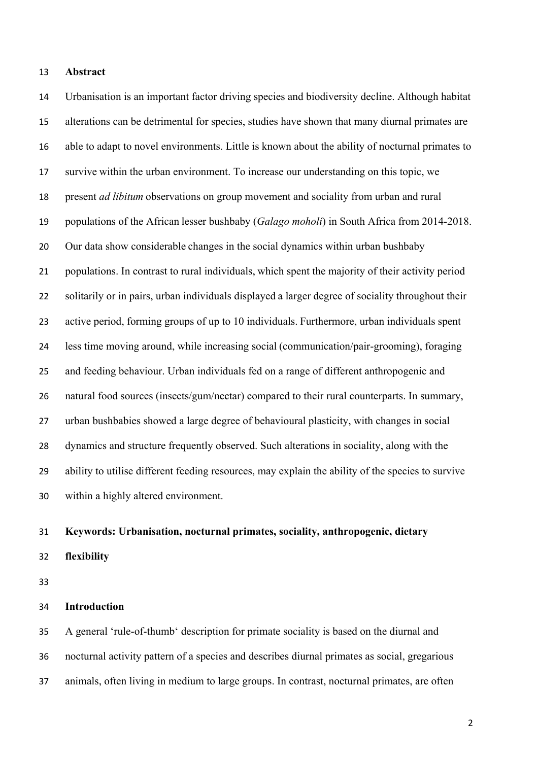## Abstract

Urbanisation is an important factor driving species and biodiversity decline. Although habitat alterations can be detrimental for species, studies have shown that many diurnal primates are able to adapt to novel environments. Little is known about the ability of nocturnal primates to survive within the urban environment. To increase our understanding on this topic, we present *ad libitum* observations on group movement and sociality from urban and rural populations of the African lesser bushbaby (*Galago moholi*) in South Africa from 2014-2018. Our data show considerable changes in the social dynamics within urban bushbaby populations. In contrast to rural individuals, which spent the majority of their activity period solitarily or in pairs, urban individuals displayed a larger degree of sociality throughout their active period, forming groups of up to 10 individuals. Furthermore, urban individuals spent less time moving around, while increasing social (communication/pair-grooming), foraging and feeding behaviour. Urban individuals fed on a range of different anthropogenic and natural food sources (insects/gum/nectar) compared to their rural counterparts. In summary, urban bushbabies showed a large degree of behavioural plasticity, with changes in social dynamics and structure frequently observed. Such alterations in sociality, along with the ability to utilise different feeding resources, may explain the ability of the species to survive within a highly altered environment.

**Keywords: Urbanisation, nocturnal primates, sociality, anthropogenic, dietary flexibility**

## Introduction

A general 'rule-of-thumb' description for primate sociality is based on the diurnal and nocturnal activity pattern of a species and describes diurnal primates as social, gregarious animals, often living in medium to large groups. In contrast, nocturnal primates, are often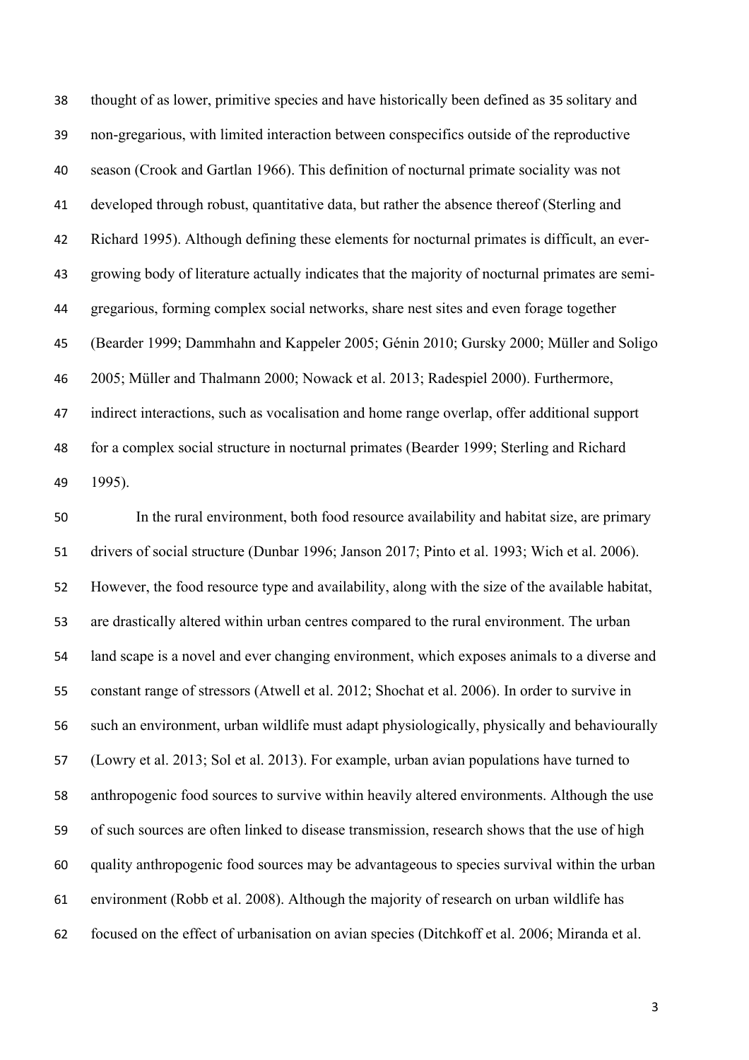thought of as lower, primitive species and have historically been defined as 35 solitary and non-gregarious, with limited interaction between conspecifics outside of the reproductive season (Crook and Gartlan 1966). This definition of nocturnal primate sociality was not developed through robust, quantitative data, but rather the absence thereof (Sterling and Richard 1995). Although defining these elements for nocturnal primates is difficult, an ever-growing body of literature actually indicates that the majority of nocturnal primates are semi-gregarious, forming complex social networks, share nest sites and even forage together (Bearder 1999; Dammhahn and Kappeler 2005; Génin 2010; Gursky 2000; Müller and Soligo 2005; Müller and Thalmann 2000; Nowack et al. 2013; Radespiel 2000). Furthermore, indirect interactions, such as vocalisation and home range overlap, offer additional support for a complex social structure in nocturnal primates (Bearder 1999; Sterling and Richard 1995).

In the rural environment, both food resource availability and habitat size, are primary drivers of social structure (Dunbar 1996; Janson 2017; Pinto et al. 1993; Wich et al. 2006). However, the food resource type and availability, along with the size of the available habitat, are drastically altered within urban centres compared to the rural environment. The urban land scape is a novel and ever changing environment, which exposes animals to a diverse and constant range of stressors (Atwell et al. 2012; Shochat et al. 2006). In order to survive in such an environment, urban wildlife must adapt physiologically, physically and behaviourally (Lowry et al. 2013; Sol et al. 2013). For example, urban avian populations have turned to anthropogenic food sources to survive within heavily altered environments. Although the use of such sources are often linked to disease transmission, research shows that the use of high quality anthropogenic food sources may be advantageous to species survival within the urban environment (Robb et al. 2008). Although the majority of research on urban wildlife has focused on the effect of urbanisation on avian species (Ditchkoff et al. 2006; Miranda et al.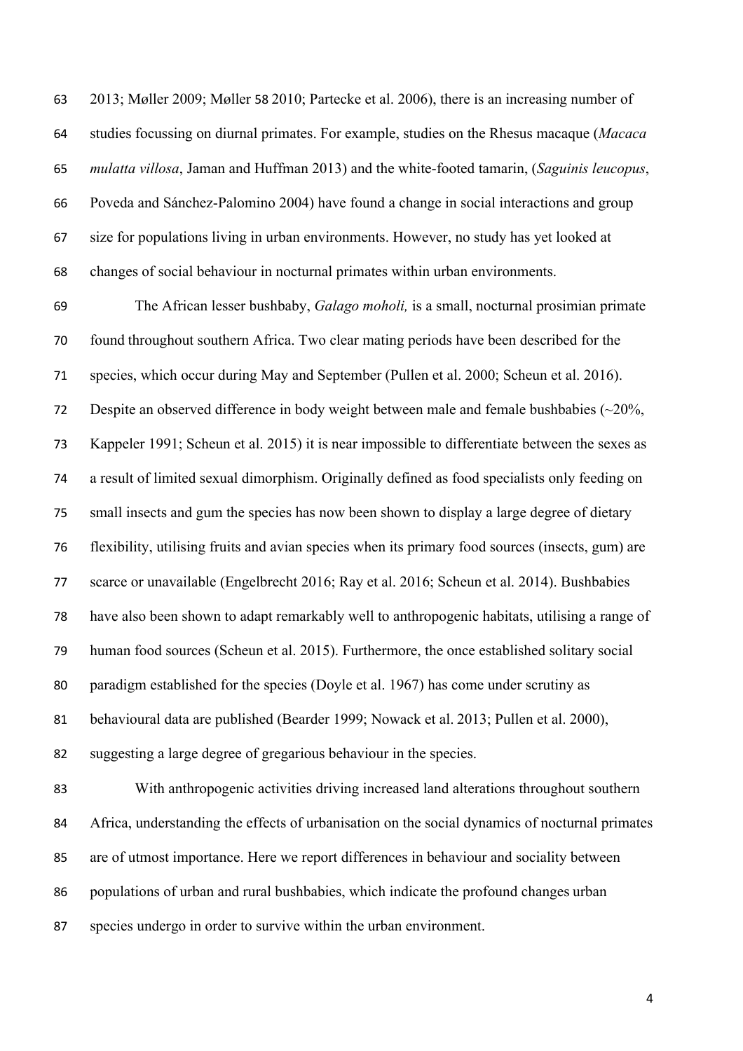2013; Møller 2009; Møller 58 2010; Partecke et al. 2006), there is an increasing number of studies focussing on diurnal primates. For example, studies on the Rhesus macaque (*Macaca mulatta villosa*, Jaman and Huffman 2013) and the white-footed tamarin, (*Saguinis leucopus*, Poveda and Sánchez-Palomino 2004) have found a change in social interactions and group size for populations living in urban environments. However, no study has yet looked at changes of social behaviour in nocturnal primates within urban environments.

The African lesser bushbaby, *Galago moholi,* is a small, nocturnal prosimian primate found throughout southern Africa. Two clear mating periods have been described for the species, which occur during May and September (Pullen et al. 2000; Scheun et al. 2016). Despite an observed difference in body weight between male and female bushbabies (~20%, Kappeler 1991; Scheun et al. 2015) it is near impossible to differentiate between the sexes as a result of limited sexual dimorphism. Originally defined as food specialists only feeding on small insects and gum the species has now been shown to display a large degree of dietary flexibility, utilising fruits and avian species when its primary food sources (insects, gum) are scarce or unavailable (Engelbrecht 2016; Ray et al. 2016; Scheun et al. 2014). Bushbabies have also been shown to adapt remarkably well to anthropogenic habitats, utilising a range of human food sources (Scheun et al. 2015). Furthermore, the once established solitary social paradigm established for the species (Doyle et al. 1967) has come under scrutiny as behavioural data are published (Bearder 1999; Nowack et al. 2013; Pullen et al. 2000), suggesting a large degree of gregarious behaviour in the species.

With anthropogenic activities driving increased land alterations throughout southern Africa, understanding the effects of urbanisation on the social dynamics of nocturnal primates are of utmost importance. Here we report differences in behaviour and sociality between populations of urban and rural bushbabies, which indicate the profound changes urban species undergo in order to survive within the urban environment.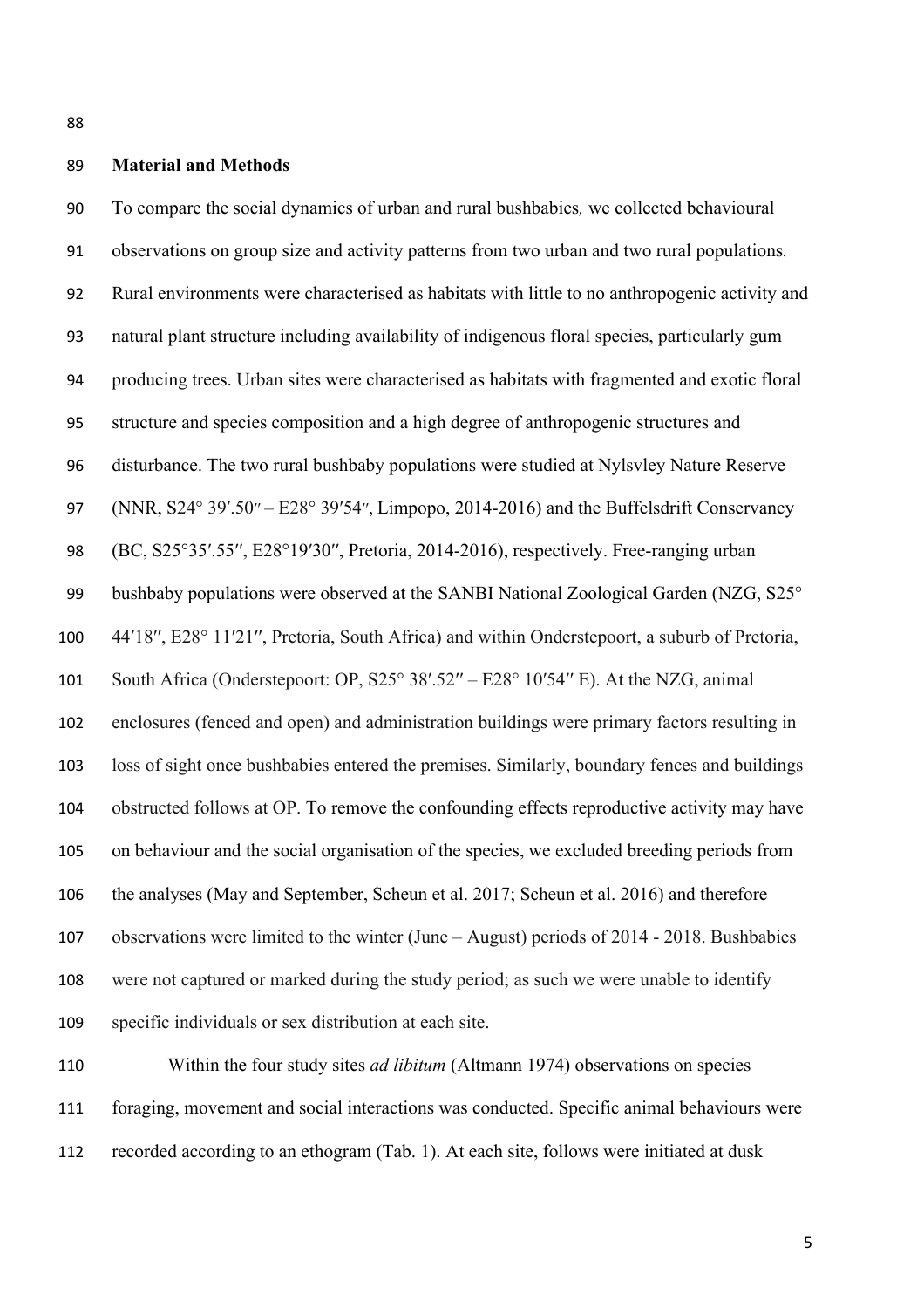## Material and Methods

To compare the social dynamics of urban and rural bushbabies, we collected behavioural observations on group size and activity patterns from two urban and two rural populations. Rural environments were characterised as habitats with little to no anthropogenic activity and natural plant structure including availability of indigenous floral species, particularly gum producing trees. Urban sites were characterised as habitats with fragmented and exotic floral structure and species composition and a high degree of anthropogenic structures and disturbance. The two rural bushbaby populations were studied at Nylsvley Nature Reserve (NNR, S24° 39′.50″ – E28° 39′54″, Limpopo, 2014-2016) and the Buffelsdrift Conservancy (BC, S25°35′.55″, E28°19′30″, Pretoria, 2014-2016), respectively. Free-ranging urban bushbaby populations were observed at the SANBI National Zoological Garden (NZG, S25° 44′18″, E28° 11′21″, Pretoria, South Africa) and within Onderstepoort, a suburb of Pretoria, South Africa (Onderstepoort: OP, S25° 38′.52″ – E28° 10′54″ E). At the NZG, animal enclosures (fenced and open) and administration buildings were primary factors resulting in loss of sight once bushbabies entered the premises. Similarly, boundary fences and buildings obstructed follows at OP. To remove the confounding effects reproductive activity may have on behaviour and the social organisation of the species, we excluded breeding periods from the analyses (May and September, Scheun et al. 2017; Scheun et al. 2016) and therefore observations were limited to the winter (June – August) periods of 2014 - 2018. Bushbabies were not captured or marked during the study period; as such we were unable to identify specific individuals or sex distribution at each site.

Within the four study sites *ad libitum* (Altmann 1974) observations on species foraging, movement and social interactions was conducted. Specific animal behaviours were recorded according to an ethogram (Tab. 1). At each site, follows were initiated at dusk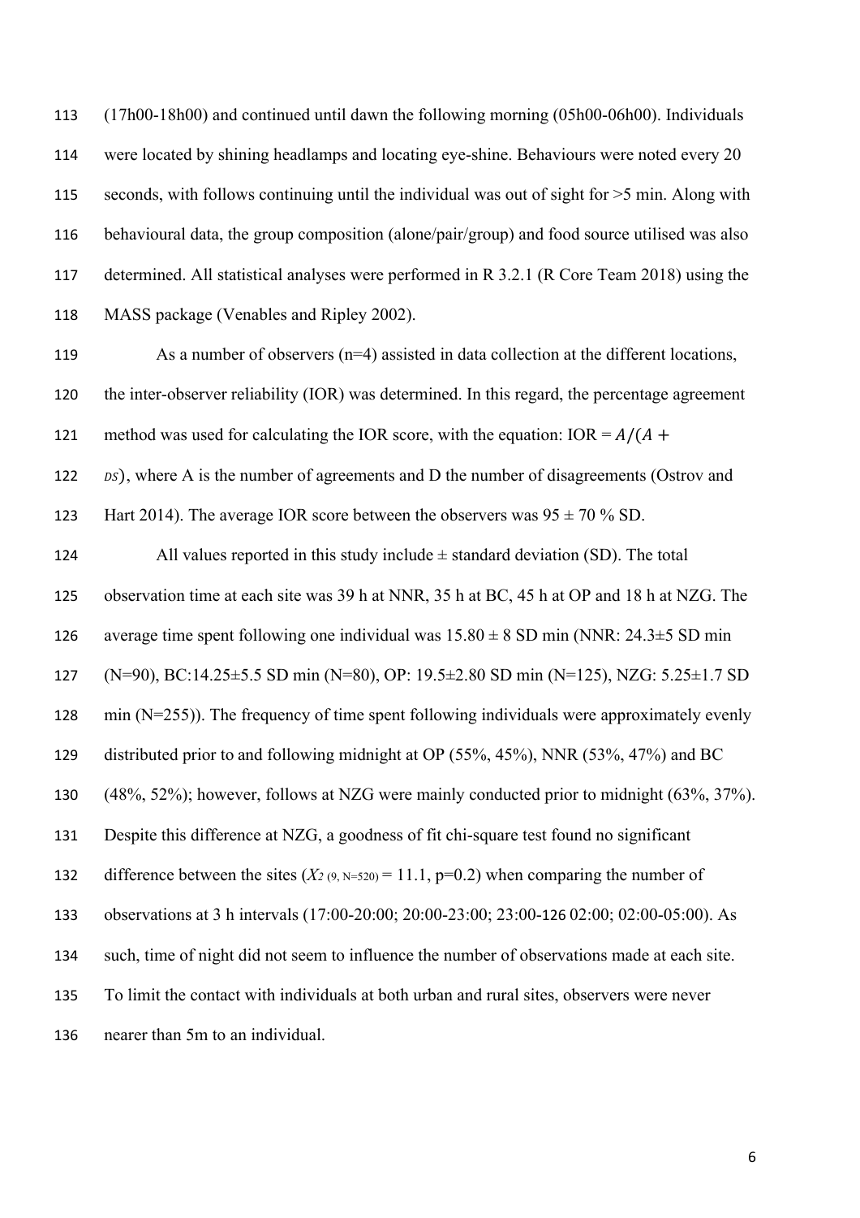(17h00-18h00) and continued until dawn the following morning (05h00-06h00). Individuals were located by shining headlamps and locating eye-shine. Behaviours were noted every 20 seconds, with follows continuing until the individual was out of sight for >5 min. Along with behavioural data, the group composition (alone/pair/group) and food source utilised was also determined. All statistical analyses were performed in R 3.2.1 (R Core Team 2018) using the MASS package (Venables and Ripley 2002).

As a number of observers (n=4) assisted in data collection at the different locations, the inter-observer reliability (IOR) was determined. In this regard, the percentage agreement method was used for calculating the IOR score, with the equation: IOR = $A/(A + DS)$, where A is the number of agreements and D the number of disagreements (Ostrov and Hart 2014). The average IOR score between the observers was 95 ± 70 % SD.

All values reported in this study include ± standard deviation (SD). The total observation time at each site was 39 h at NNR, 35 h at BC, 45 h at OP and 18 h at NZG. The average time spent following one individual was 15.80 ± 8 SD min (NNR: 24.3±5 SD min (N=90), BC:14.25±5.5 SD min (N=80), OP: 19.5±2.80 SD min (N=125), NZG: 5.25±1.7 SD min (N=255)). The frequency of time spent following individuals were approximately evenly distributed prior to and following midnight at OP (55%, 45%), NNR (53%, 47%) and BC (48%, 52%); however, follows at NZG were mainly conducted prior to midnight (63%, 37%). Despite this difference at NZG, a goodness of fit chi-square test found no significant difference between the sites ($X_{2\ (9,\ N=520)}$ = 11.1, p=0.2) when comparing the number of observations at 3 h intervals (17:00-20:00; 20:00-23:00; 23:00-126 02:00; 02:00-05:00). As such, time of night did not seem to influence the number of observations made at each site. To limit the contact with individuals at both urban and rural sites, observers were never nearer than 5m to an individual.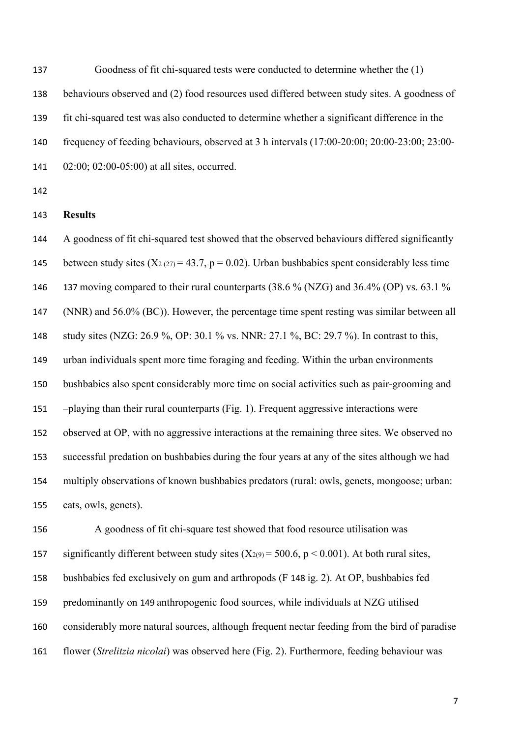Goodness of fit chi-squared tests were conducted to determine whether the (1) behaviours observed and (2) food resources used differed between study sites. A goodness of fit chi-squared test was also conducted to determine whether a significant difference in the frequency of feeding behaviours, observed at 3 h intervals (17:00-20:00; 20:00-23:00; 23:00-02:00; 02:00-05:00) at all sites, occurred.

## Results

A goodness of fit chi-squared test showed that the observed behaviours differed significantly between study sites ($X_{2\,(27)} = 43.7$, $p = 0.02$). Urban bushbabies spent considerably less time 137 moving compared to their rural counterparts (38.6 % (NZG) and 36.4% (OP) vs. 63.1 % (NNR) and 56.0% (BC)). However, the percentage time spent resting was similar between all study sites (NZG: 26.9 %, OP: 30.1 % vs. NNR: 27.1 %, BC: 29.7 %). In contrast to this, urban individuals spent more time foraging and feeding. Within the urban environments bushbabies also spent considerably more time on social activities such as pair-grooming and –playing than their rural counterparts (Fig. 1). Frequent aggressive interactions were observed at OP, with no aggressive interactions at the remaining three sites. We observed no successful predation on bushbabies during the four years at any of the sites although we had multiply observations of known bushbabies predators (rural: owls, genets, mongoose; urban: cats, owls, genets).

A goodness of fit chi-square test showed that food resource utilisation was significantly different between study sites ($X_{2(9)} = 500.6$, $p < 0.001$). At both rural sites, bushbabies fed exclusively on gum and arthropods (F 148 ig. 2). At OP, bushbabies fed predominantly on 149 anthropogenic food sources, while individuals at NZG utilised considerably more natural sources, although frequent nectar feeding from the bird of paradise flower (*Strelitzia nicolai*) was observed here (Fig. 2). Furthermore, feeding behaviour was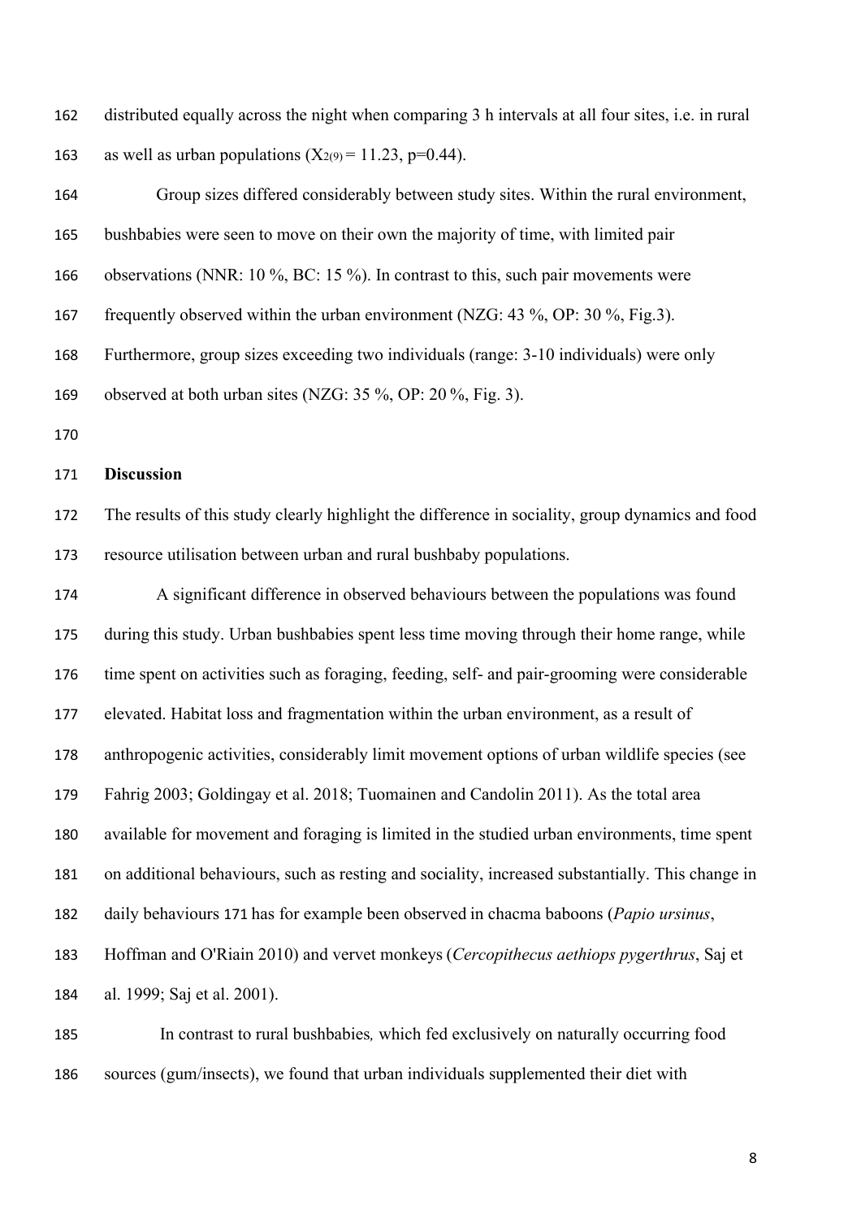distributed equally across the night when comparing 3 h intervals at all four sites, i.e. in rural as well as urban populations ($X_{2(9)} = 11.23$, p=0.44).

Group sizes differed considerably between study sites. Within the rural environment, bushbabies were seen to move on their own the majority of time, with limited pair observations (NNR: 10 %, BC: 15 %). In contrast to this, such pair movements were frequently observed within the urban environment (NZG: 43 %, OP: 30 %, Fig.3). Furthermore, group sizes exceeding two individuals (range: 3-10 individuals) were only observed at both urban sites (NZG: 35 %, OP: 20 %, Fig. 3).

## Discussion

The results of this study clearly highlight the difference in sociality, group dynamics and food resource utilisation between urban and rural bushbaby populations.

A significant difference in observed behaviours between the populations was found during this study. Urban bushbabies spent less time moving through their home range, while time spent on activities such as foraging, feeding, self- and pair-grooming were considerable elevated. Habitat loss and fragmentation within the urban environment, as a result of anthropogenic activities, considerably limit movement options of urban wildlife species (see Fahrig 2003; Goldingay et al. 2018; Tuomainen and Candolin 2011). As the total area available for movement and foraging is limited in the studied urban environments, time spent on additional behaviours, such as resting and sociality, increased substantially. This change in daily behaviours 171 has for example been observed in chacma baboons (*Papio ursinus*, Hoffman and O'Riain 2010) and vervet monkeys (*Cercopithecus aethiops pygerthrus*, Saj et al. 1999; Saj et al. 2001).

In contrast to rural bushbabies*,* which fed exclusively on naturally occurring food sources (gum/insects), we found that urban individuals supplemented their diet with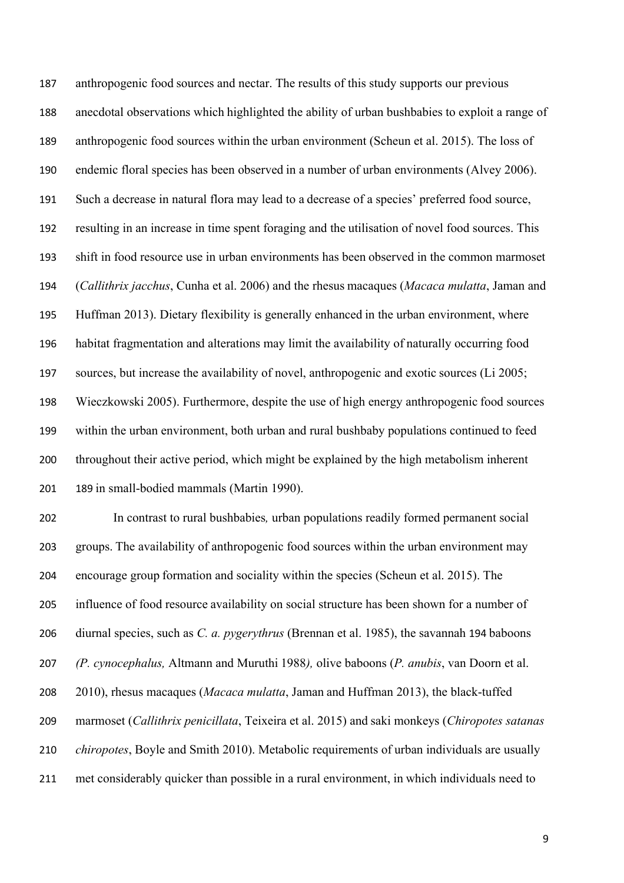anthropogenic food sources and nectar. The results of this study supports our previous anecdotal observations which highlighted the ability of urban bushbabies to exploit a range of anthropogenic food sources within the urban environment (Scheun et al. 2015). The loss of endemic floral species has been observed in a number of urban environments (Alvey 2006). Such a decrease in natural flora may lead to a decrease of a species' preferred food source, resulting in an increase in time spent foraging and the utilisation of novel food sources. This shift in food resource use in urban environments has been observed in the common marmoset (*Callithrix jacchus*, Cunha et al. 2006) and the rhesus macaques (*Macaca mulatta*, Jaman and Huffman 2013). Dietary flexibility is generally enhanced in the urban environment, where habitat fragmentation and alterations may limit the availability of naturally occurring food sources, but increase the availability of novel, anthropogenic and exotic sources (Li 2005; Wieczkowski 2005). Furthermore, despite the use of high energy anthropogenic food sources within the urban environment, both urban and rural bushbaby populations continued to feed throughout their active period, which might be explained by the high metabolism inherent 189 in small-bodied mammals (Martin 1990).

In contrast to rural bushbabies*,* urban populations readily formed permanent social groups. The availability of anthropogenic food sources within the urban environment may encourage group formation and sociality within the species (Scheun et al. 2015). The influence of food resource availability on social structure has been shown for a number of diurnal species, such as *C. a. pygerythrus* (Brennan et al. 1985), the savannah 194 baboons *(P. cynocephalus,* Altmann and Muruthi 1988*),* olive baboons (*P. anubis*, van Doorn et al. 2010), rhesus macaques (*Macaca mulatta*, Jaman and Huffman 2013), the black-tuffed marmoset (*Callithrix penicillata*, Teixeira et al. 2015) and saki monkeys (*Chiropotes satanas chiropotes*, Boyle and Smith 2010). Metabolic requirements of urban individuals are usually met considerably quicker than possible in a rural environment, in which individuals need to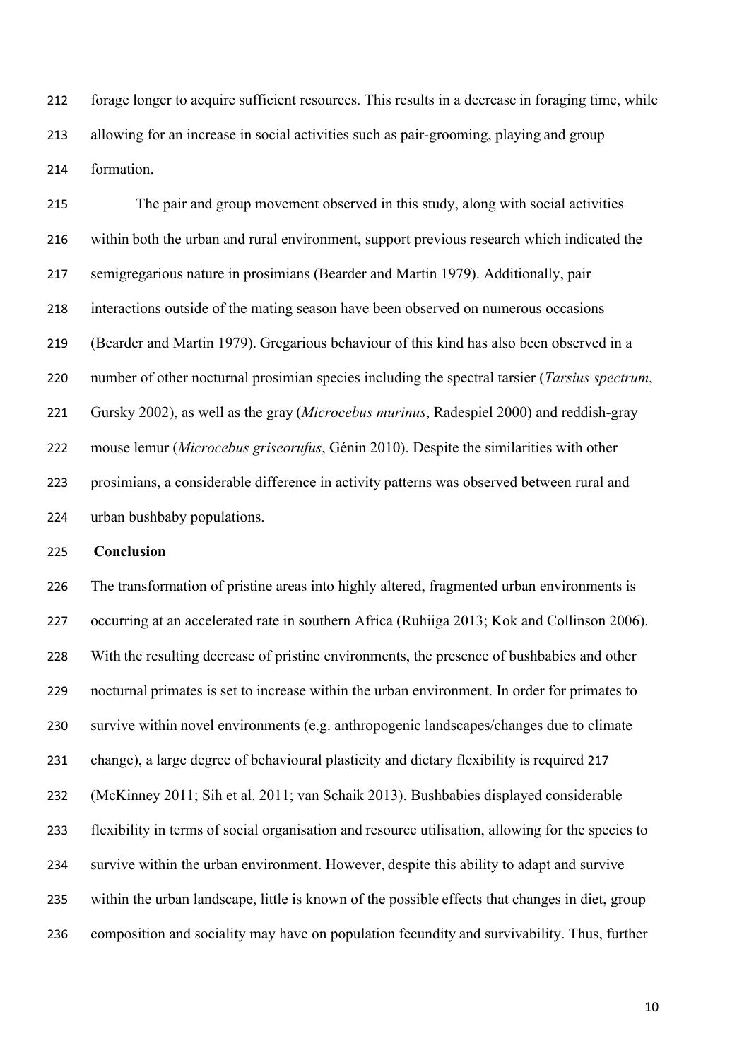forage longer to acquire sufficient resources. This results in a decrease in foraging time, while allowing for an increase in social activities such as pair-grooming, playing and group formation.

The pair and group movement observed in this study, along with social activities within both the urban and rural environment, support previous research which indicated the semigregarious nature in prosimians (Bearder and Martin 1979). Additionally, pair interactions outside of the mating season have been observed on numerous occasions (Bearder and Martin 1979). Gregarious behaviour of this kind has also been observed in a number of other nocturnal prosimian species including the spectral tarsier (*Tarsius spectrum*, Gursky 2002), as well as the gray (*Microcebus murinus*, Radespiel 2000) and reddish-gray mouse lemur (*Microcebus griseorufus*, Génin 2010). Despite the similarities with other prosimians, a considerable difference in activity patterns was observed between rural and urban bushbaby populations.

## Conclusion

The transformation of pristine areas into highly altered, fragmented urban environments is occurring at an accelerated rate in southern Africa (Ruhiiga 2013; Kok and Collinson 2006). With the resulting decrease of pristine environments, the presence of bushbabies and other nocturnal primates is set to increase within the urban environment. In order for primates to survive within novel environments (e.g. anthropogenic landscapes/changes due to climate change), a large degree of behavioural plasticity and dietary flexibility is required 217 (McKinney 2011; Sih et al. 2011; van Schaik 2013). Bushbabies displayed considerable flexibility in terms of social organisation and resource utilisation, allowing for the species to survive within the urban environment. However, despite this ability to adapt and survive within the urban landscape, little is known of the possible effects that changes in diet, group composition and sociality may have on population fecundity and survivability. Thus, further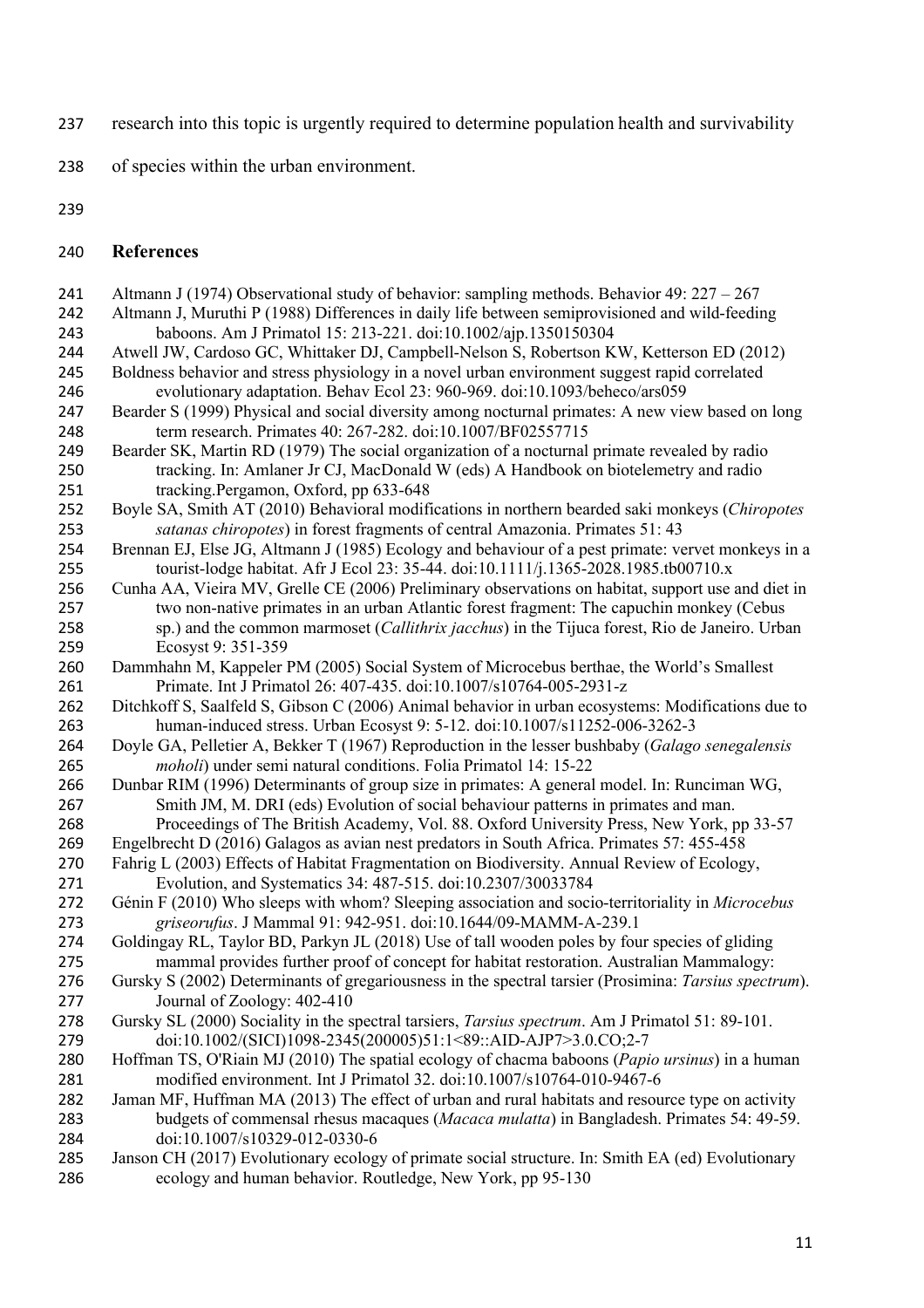research into this topic is urgently required to determine population health and survivability of species within the urban environment.

## References

Altmann J (1974) Observational study of behavior: sampling methods. Behavior 49: 227 – 267

Altmann J, Muruthi P (1988) Differences in daily life between semiprovisioned and wild-feeding baboons. Am J Primatol 15: 213-221. doi:10.1002/ajp.1350150304

Atwell JW, Cardoso GC, Whittaker DJ, Campbell-Nelson S, Robertson KW, Ketterson ED (2012) Boldness behavior and stress physiology in a novel urban environment suggest rapid correlated evolutionary adaptation. Behav Ecol 23: 960-969. doi:10.1093/beheco/ars059

Bearder S (1999) Physical and social diversity among nocturnal primates: A new view based on long term research. Primates 40: 267-282. doi:10.1007/BF02557715

Bearder SK, Martin RD (1979) The social organization of a nocturnal primate revealed by radio tracking. In: Amlaner Jr CJ, MacDonald W (eds) A Handbook on biotelemetry and radio tracking.Pergamon, Oxford, pp 633-648

Boyle SA, Smith AT (2010) Behavioral modifications in northern bearded saki monkeys (*Chiropotes satanas chiropotes*) in forest fragments of central Amazonia. Primates 51: 43

Brennan EJ, Else JG, Altmann J (1985) Ecology and behaviour of a pest primate: vervet monkeys in a tourist-lodge habitat. Afr J Ecol 23: 35-44. doi:10.1111/j.1365-2028.1985.tb00710.x

Cunha AA, Vieira MV, Grelle CE (2006) Preliminary observations on habitat, support use and diet in two non-native primates in an urban Atlantic forest fragment: The capuchin monkey (Cebus sp.) and the common marmoset (*Callithrix jacchus*) in the Tijuca forest, Rio de Janeiro. Urban Ecosyst 9: 351-359

Dammhahn M, Kappeler PM (2005) Social System of Microcebus berthae, the World's Smallest Primate. Int J Primatol 26: 407-435. doi:10.1007/s10764-005-2931-z

Ditchkoff S, Saalfeld S, Gibson C (2006) Animal behavior in urban ecosystems: Modifications due to human-induced stress. Urban Ecosyst 9: 5-12. doi:10.1007/s11252-006-3262-3

Doyle GA, Pelletier A, Bekker T (1967) Reproduction in the lesser bushbaby (*Galago senegalensis moholi*) under semi natural conditions. Folia Primatol 14: 15-22

Dunbar RIM (1996) Determinants of group size in primates: A general model. In: Runciman WG, Smith JM, M. DRI (eds) Evolution of social behaviour patterns in primates and man. Proceedings of The British Academy, Vol. 88. Oxford University Press, New York, pp 33-57

Engelbrecht D (2016) Galagos as avian nest predators in South Africa. Primates 57: 455-458

Fahrig L (2003) Effects of Habitat Fragmentation on Biodiversity. Annual Review of Ecology, Evolution, and Systematics 34: 487-515. doi:10.2307/30033784

Génin F (2010) Who sleeps with whom? Sleeping association and socio-territoriality in *Microcebus griseorufus*. J Mammal 91: 942-951. doi:10.1644/09-MAMM-A-239.1

Goldingay RL, Taylor BD, Parkyn JL (2018) Use of tall wooden poles by four species of gliding mammal provides further proof of concept for habitat restoration. Australian Mammalogy:

Gursky S (2002) Determinants of gregariousness in the spectral tarsier (Prosimina: *Tarsius spectrum*). Journal of Zoology: 402-410

Gursky SL (2000) Sociality in the spectral tarsiers, *Tarsius spectrum*. Am J Primatol 51: 89-101. doi:10.1002/(SICI)1098-2345(200005)51:1<89::AID-AJP7>3.0.CO;2-7

Hoffman TS, O'Riain MJ (2010) The spatial ecology of chacma baboons (*Papio ursinus*) in a human modified environment. Int J Primatol 32. doi:10.1007/s10764-010-9467-6

Jaman MF, Huffman MA (2013) The effect of urban and rural habitats and resource type on activity budgets of commensal rhesus macaques (*Macaca mulatta*) in Bangladesh. Primates 54: 49-59. doi:10.1007/s10329-012-0330-6

Janson CH (2017) Evolutionary ecology of primate social structure. In: Smith EA (ed) Evolutionary ecology and human behavior. Routledge, New York, pp 95-130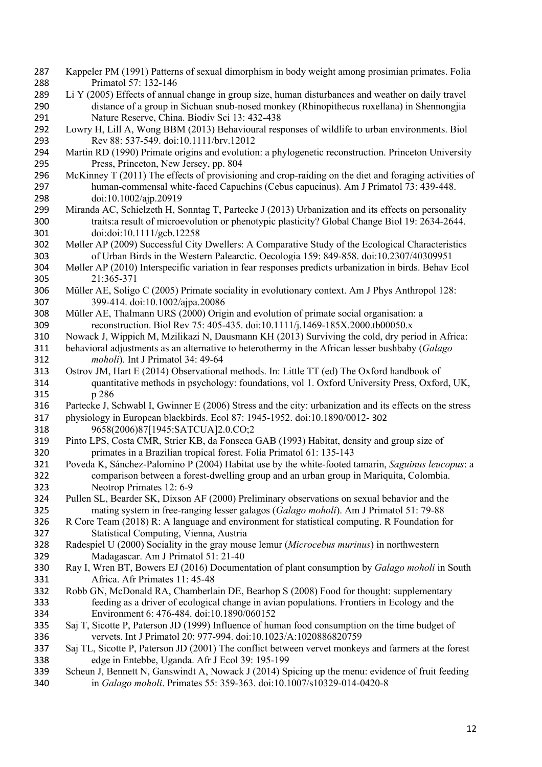Kappeler PM (1991) Patterns of sexual dimorphism in body weight among prosimian primates. Folia Primatol 57: 132-146

Li Y (2005) Effects of annual change in group size, human disturbances and weather on daily travel distance of a group in Sichuan snub-nosed monkey (Rhinopithecus roxellana) in Shennongjia Nature Reserve, China. Biodiv Sci 13: 432-438

Lowry H, Lill A, Wong BBM (2013) Behavioural responses of wildlife to urban environments. Biol Rev 88: 537-549. doi:10.1111/brv.12012

Martin RD (1990) Primate origins and evolution: a phylogenetic reconstruction. Princeton University Press, Princeton, New Jersey, pp. 804

McKinney T (2011) The effects of provisioning and crop-raiding on the diet and foraging activities of human-commensal white-faced Capuchins (Cebus capucinus). Am J Primatol 73: 439-448. doi:10.1002/ajp.20919

Miranda AC, Schielzeth H, Sonntag T, Partecke J (2013) Urbanization and its effects on personality traits:a result of microevolution or phenotypic plasticity? Global Change Biol 19: 2634-2644. doi:doi:10.1111/gcb.12258

Møller AP (2009) Successful City Dwellers: A Comparative Study of the Ecological Characteristics of Urban Birds in the Western Palearctic. Oecologia 159: 849-858. doi:10.2307/40309951

Møller AP (2010) Interspecific variation in fear responses predicts urbanization in birds. Behav Ecol 21:365-371

Müller AE, Soligo C (2005) Primate sociality in evolutionary context. Am J Phys Anthropol 128: 399-414. doi:10.1002/ajpa.20086

Müller AE, Thalmann URS (2000) Origin and evolution of primate social organisation: a reconstruction. Biol Rev 75: 405-435. doi:10.1111/j.1469-185X.2000.tb00050.x

Nowack J, Wippich M, Mzilikazi N, Dausmann KH (2013) Surviving the cold, dry period in Africa: behavioral adjustments as an alternative to heterothermy in the African lesser bushbaby (*Galago moholi*). Int J Primatol 34: 49-64

Ostrov JM, Hart E (2014) Observational methods. In: Little TT (ed) The Oxford handbook of quantitative methods in psychology: foundations, vol 1. Oxford University Press, Oxford, UK, p 286

Partecke J, Schwabl I, Gwinner E (2006) Stress and the city: urbanization and its effects on the stress physiology in European blackbirds. Ecol 87: 1945-1952. doi:10.1890/0012- 302 9658(2006)87[1945:SATCUA]2.0.CO;2

Pinto LPS, Costa CMR, Strier KB, da Fonseca GAB (1993) Habitat, density and group size of primates in a Brazilian tropical forest. Folia Primatol 61: 135-143

Poveda K, Sánchez-Palomino P (2004) Habitat use by the white-footed tamarin, *Saguinus leucopus*: a comparison between a forest-dwelling group and an urban group in Mariquita, Colombia. Neotrop Primates 12: 6-9

Pullen SL, Bearder SK, Dixson AF (2000) Preliminary observations on sexual behavior and the mating system in free-ranging lesser galagos (*Galago moholi*). Am J Primatol 51: 79-88

R Core Team (2018) R: A language and environment for statistical computing. R Foundation for Statistical Computing, Vienna, Austria

Radespiel U (2000) Sociality in the gray mouse lemur (*Microcebus murinus*) in northwestern Madagascar. Am J Primatol 51: 21-40

Ray I, Wren BT, Bowers EJ (2016) Documentation of plant consumption by *Galago moholi* in South Africa. Afr Primates 11: 45-48

Robb GN, McDonald RA, Chamberlain DE, Bearhop S (2008) Food for thought: supplementary feeding as a driver of ecological change in avian populations. Frontiers in Ecology and the Environment 6: 476-484. doi:10.1890/060152

Saj T, Sicotte P, Paterson JD (1999) Influence of human food consumption on the time budget of vervets. Int J Primatol 20: 977-994. doi:10.1023/A:1020886820759

Saj TL, Sicotte P, Paterson JD (2001) The conflict between vervet monkeys and farmers at the forest edge in Entebbe, Uganda. Afr J Ecol 39: 195-199

Scheun J, Bennett N, Ganswindt A, Nowack J (2014) Spicing up the menu: evidence of fruit feeding in *Galago moholi*. Primates 55: 359-363. doi:10.1007/s10329-014-0420-8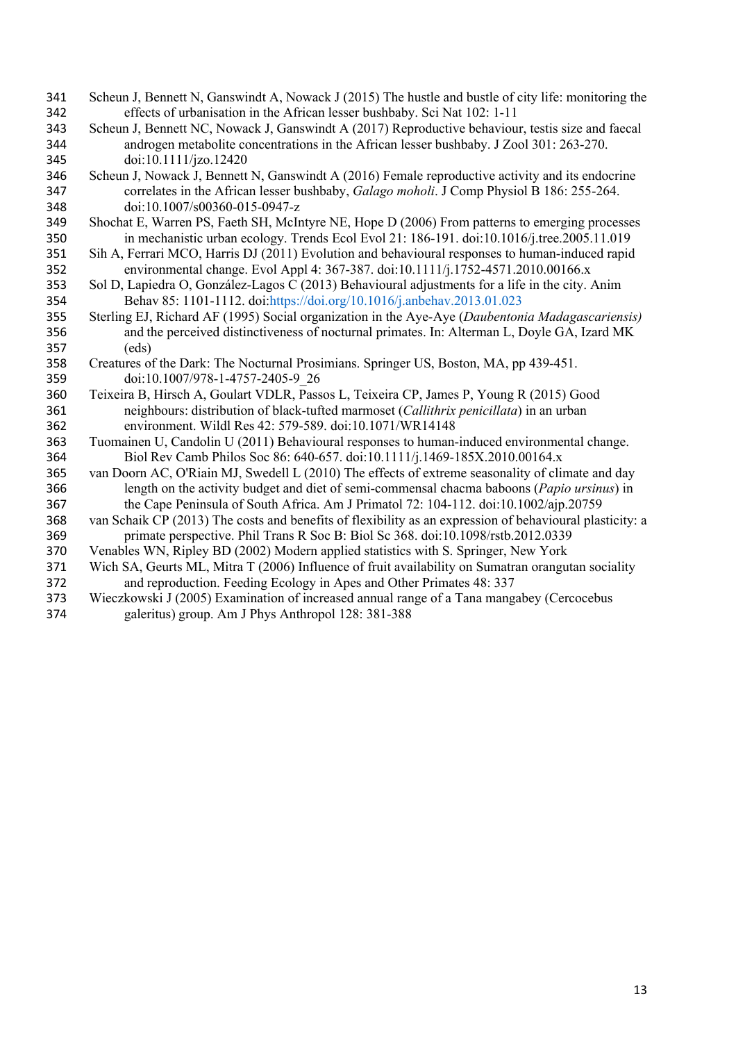Scheun J, Bennett N, Ganswindt A, Nowack J (2015) The hustle and bustle of city life: monitoring the effects of urbanisation in the African lesser bushbaby. Sci Nat 102: 1-11

Scheun J, Bennett NC, Nowack J, Ganswindt A (2017) Reproductive behaviour, testis size and faecal androgen metabolite concentrations in the African lesser bushbaby. J Zool 301: 263-270. doi:10.1111/jzo.12420

Scheun J, Nowack J, Bennett N, Ganswindt A (2016) Female reproductive activity and its endocrine correlates in the African lesser bushbaby, *Galago moholi*. J Comp Physiol B 186: 255-264. doi:10.1007/s00360-015-0947-z

Shochat E, Warren PS, Faeth SH, McIntyre NE, Hope D (2006) From patterns to emerging processes in mechanistic urban ecology. Trends Ecol Evol 21: 186-191. doi:10.1016/j.tree.2005.11.019

Sih A, Ferrari MCO, Harris DJ (2011) Evolution and behavioural responses to human-induced rapid environmental change. Evol Appl 4: 367-387. doi:10.1111/j.1752-4571.2010.00166.x

Sol D, Lapiedra O, González-Lagos C (2013) Behavioural adjustments for a life in the city. Anim Behav 85: 1101-1112. doi:https://doi.org/10.1016/j.anbehav.2013.01.023

Sterling EJ, Richard AF (1995) Social organization in the Aye-Aye (*Daubentonia Madagascariensis)* and the perceived distinctiveness of nocturnal primates. In: Alterman L, Doyle GA, Izard MK (eds)

Creatures of the Dark: The Nocturnal Prosimians. Springer US, Boston, MA, pp 439-451. doi:10.1007/978-1-4757-2405-9_26

Teixeira B, Hirsch A, Goulart VDLR, Passos L, Teixeira CP, James P, Young R (2015) Good neighbours: distribution of black-tufted marmoset (*Callithrix penicillata*) in an urban environment. Wildl Res 42: 579-589. doi:10.1071/WR14148

Tuomainen U, Candolin U (2011) Behavioural responses to human-induced environmental change. Biol Rev Camb Philos Soc 86: 640-657. doi:10.1111/j.1469-185X.2010.00164.x

van Doorn AC, O'Riain MJ, Swedell L (2010) The effects of extreme seasonality of climate and day length on the activity budget and diet of semi-commensal chacma baboons (*Papio ursinus*) in the Cape Peninsula of South Africa. Am J Primatol 72: 104-112. doi:10.1002/ajp.20759

van Schaik CP (2013) The costs and benefits of flexibility as an expression of behavioural plasticity: a primate perspective. Phil Trans R Soc B: Biol Sc 368. doi:10.1098/rstb.2012.0339

Venables WN, Ripley BD (2002) Modern applied statistics with S. Springer, New York

Wich SA, Geurts ML, Mitra T (2006) Influence of fruit availability on Sumatran orangutan sociality and reproduction. Feeding Ecology in Apes and Other Primates 48: 337

Wieczkowski J (2005) Examination of increased annual range of a Tana mangabey (Cercocebus galeritus) group. Am J Phys Anthropol 128: 381-388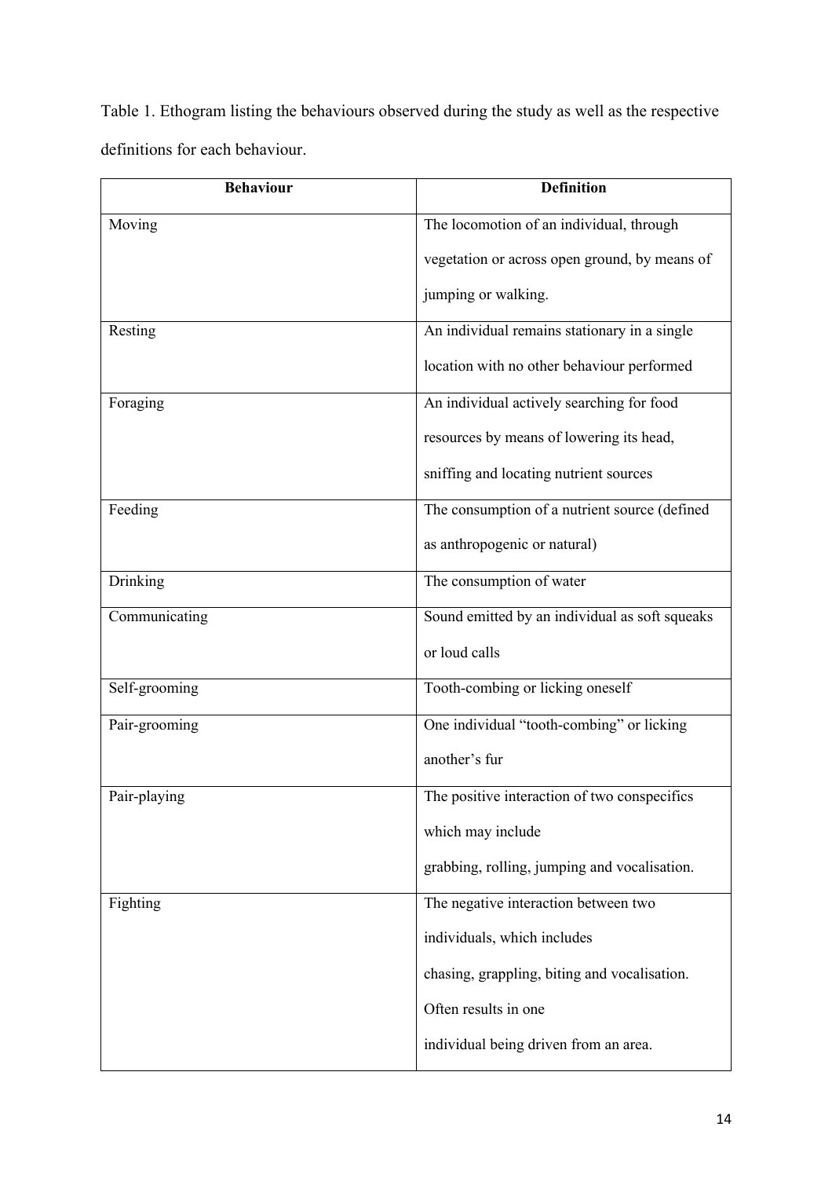Table 1. Ethogram listing the behaviours observed during the study as well as the respective definitions for each behaviour.

| Behaviour | Definition |
|---|---|
| Moving | The locomotion of an individual, through vegetation or across open ground, by means of jumping or walking. |
| Resting | An individual remains stationary in a single location with no other behaviour performed |
| Foraging | An individual actively searching for food resources by means of lowering its head, sniffing and locating nutrient sources |
| Feeding | The consumption of a nutrient source (defined as anthropogenic or natural) |
| Drinking | The consumption of water |
| Communicating | Sound emitted by an individual as soft squeaks or loud calls |
| Self-grooming | Tooth-combing or licking oneself |
| Pair-grooming | One individual "tooth-combing" or licking another's fur |
| Pair-playing | The positive interaction of two conspecifics which may include grabbing, rolling, jumping and vocalisation. |
| Fighting | The negative interaction between two individuals, which includes chasing, grappling, biting and vocalisation. Often results in one individual being driven from an area. |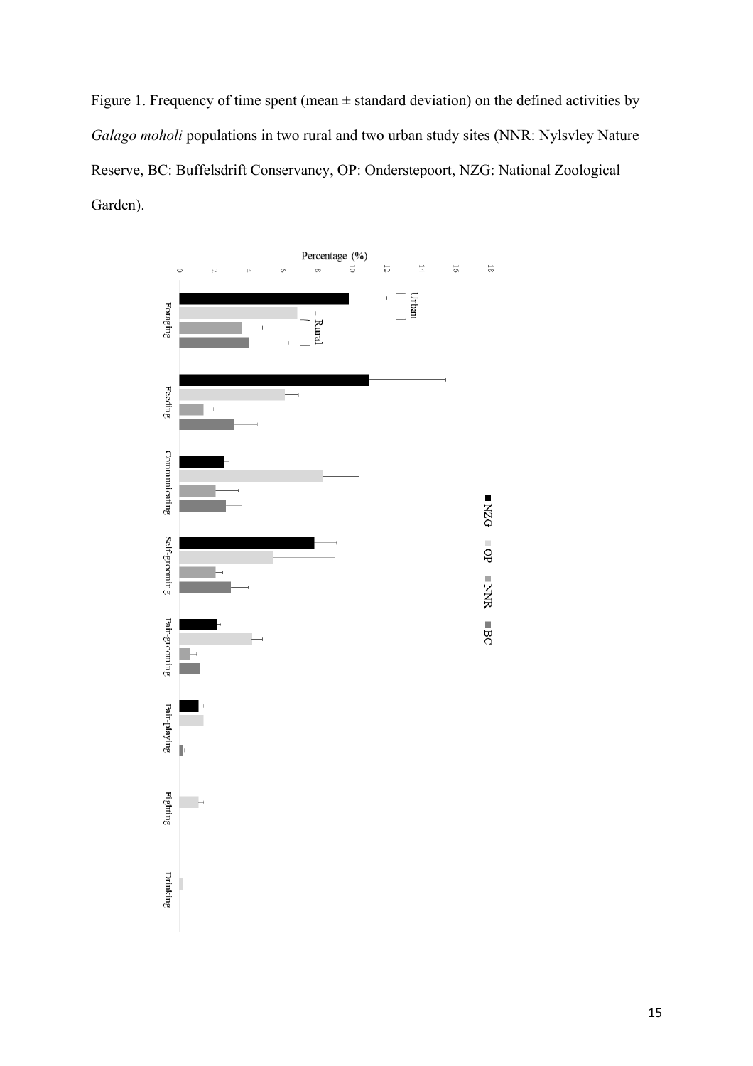Figure 1. Frequency of time spent (mean ± standard deviation) on the defined activities by *Galago moholi* populations in two rural and two urban study sites (NNR: Nylsvley Nature Reserve, BC: Buffelsdrift Conservancy, OP: Onderstepoort, NZG: National Zoological Garden).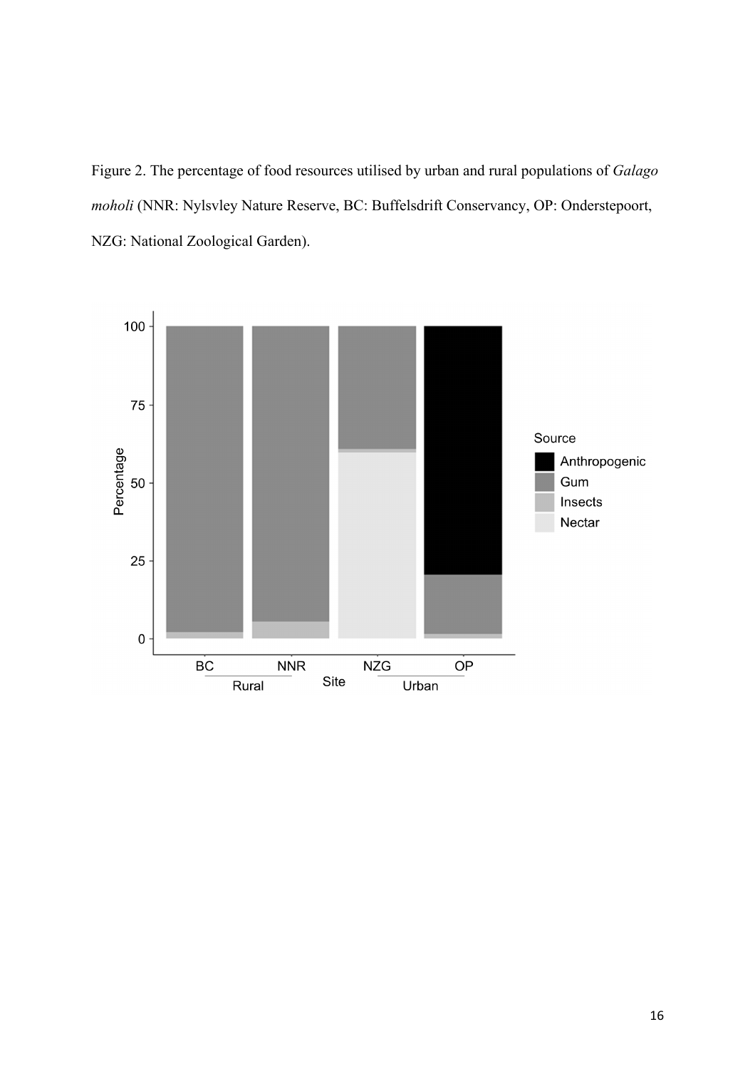Figure 2. The percentage of food resources utilised by urban and rural populations of *Galago moholi* (NNR: Nylsvley Nature Reserve, BC: Buffelsdrift Conservancy, OP: Onderstepoort, NZG: National Zoological Garden).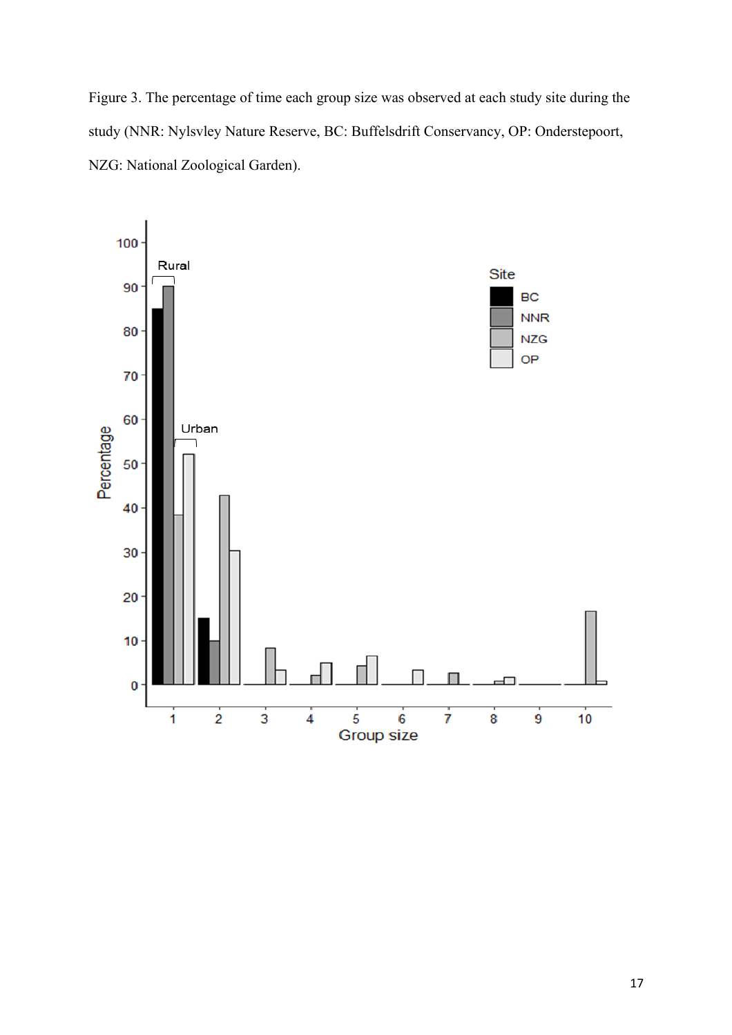Figure 3. The percentage of time each group size was observed at each study site during the study (NNR: Nylsvley Nature Reserve, BC: Buffelsdrift Conservancy, OP: Onderstepoort, NZG: National Zoological Garden).

Percentage

100
90
80
70
60
50
40
30
20
10
0

Rural

Urban

Site
BC
NNR
NZG
OP

1
2
3
4
5
6
7
8
9
10

Group size